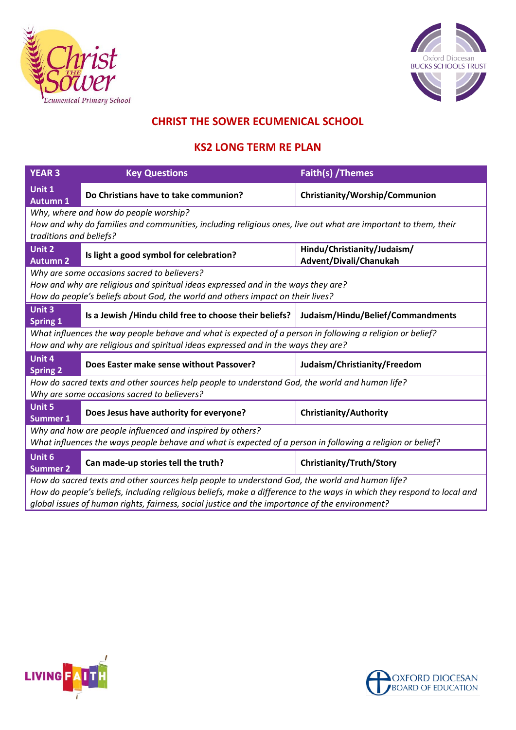## CHRIST THE SOWER ECUMENICAL SCHOOL

## KS2 LONG TERM RE PLAN

| YEAR 3 | Key Questions | Faith(s) /Themes |
|---|---|---|
| **Unit 1 Autumn 1** | **Do Christians have to take communion?** | **Christianity/Worship/Communion** |
| *Why, where and how do people worship?* *How and why do families and communities, including religious ones, live out what are important to them, their traditions and beliefs?* | | |
| **Unit 2 Autumn 2** | **Is light a good symbol for celebration?** | **Hindu/Christianity/Judaism/ Advent/Divali/Chanukah** |
| *Why are some occasions sacred to believers?* *How and why are religious and spiritual ideas expressed and in the ways they are?* *How do people's beliefs about God, the world and others impact on their lives?* | | |
| **Unit 3 Spring 1** | **Is a Jewish /Hindu child free to choose their beliefs?** | **Judaism/Hindu/Belief/Commandments** |
| *What influences the way people behave and what is expected of a person in following a religion or belief?* *How and why are religious and spiritual ideas expressed and in the ways they are?* | | |
| **Unit 4 Spring 2** | **Does Easter make sense without Passover?** | **Judaism/Christianity/Freedom** |
| *How do sacred texts and other sources help people to understand God, the world and human life?* *Why are some occasions sacred to believers?* | | |
| **Unit 5 Summer 1** | **Does Jesus have authority for everyone?** | **Christianity/Authority** |
| *Why and how are people influenced and inspired by others?* *What influences the ways people behave and what is expected of a person in following a religion or belief?* | | |
| **Unit 6 Summer 2** | **Can made-up stories tell the truth?** | **Christianity/Truth/Story** |
| *How do sacred texts and other sources help people to understand God, the world and human life?* *How do people's beliefs, including religious beliefs, make a difference to the ways in which they respond to local and global issues of human rights, fairness, social justice and the importance of the environment?* | | |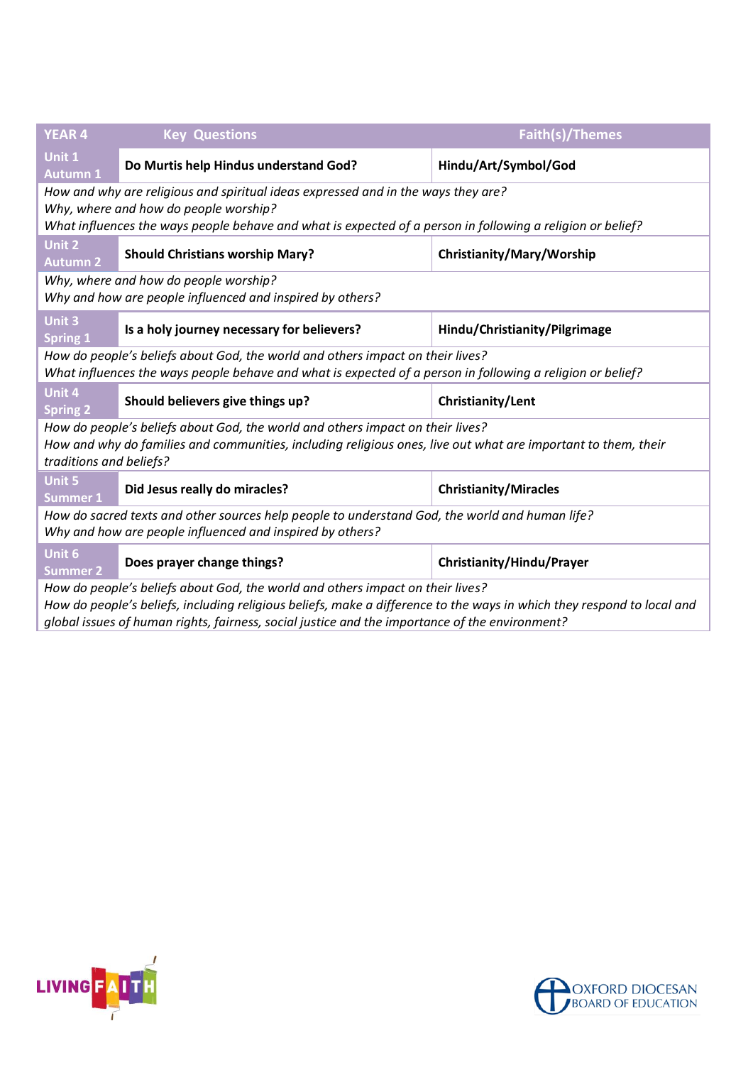| YEAR 4 | Key Questions | Faith(s)/Themes |
|---|---|---|
| Unit 1 Autumn 1 | **Do Murtis help Hindus understand God?** | **Hindu/Art/Symbol/God** |
| *How and why are religious and spiritual ideas expressed and in the ways they are?<br>Why, where and how do people worship?<br>What influences the ways people behave and what is expected of a person in following a religion or belief?* | | |
| Unit 2 Autumn 2 | **Should Christians worship Mary?** | **Christianity/Mary/Worship** |
| *Why, where and how do people worship?<br>Why and how are people influenced and inspired by others?* | | |
| Unit 3 Spring 1 | **Is a holy journey necessary for believers?** | **Hindu/Christianity/Pilgrimage** |
| *How do people's beliefs about God, the world and others impact on their lives?<br>What influences the ways people behave and what is expected of a person in following a religion or belief?* | | |
| Unit 4 Spring 2 | **Should believers give things up?** | **Christianity/Lent** |
| *How do people's beliefs about God, the world and others impact on their lives?<br>How and why do families and communities, including religious ones, live out what are important to them, their traditions and beliefs?* | | |
| Unit 5 Summer 1 | **Did Jesus really do miracles?** | **Christianity/Miracles** |
| *How do sacred texts and other sources help people to understand God, the world and human life?<br>Why and how are people influenced and inspired by others?* | | |
| Unit 6 Summer 2 | **Does prayer change things?** | **Christianity/Hindu/Prayer** |
| *How do people's beliefs about God, the world and others impact on their lives?<br>How do people's beliefs, including religious beliefs, make a difference to the ways in which they respond to local and global issues of human rights, fairness, social justice and the importance of the environment?* | | |

LIVING FAITH

OXFORD DIOCESAN BOARD OF EDUCATION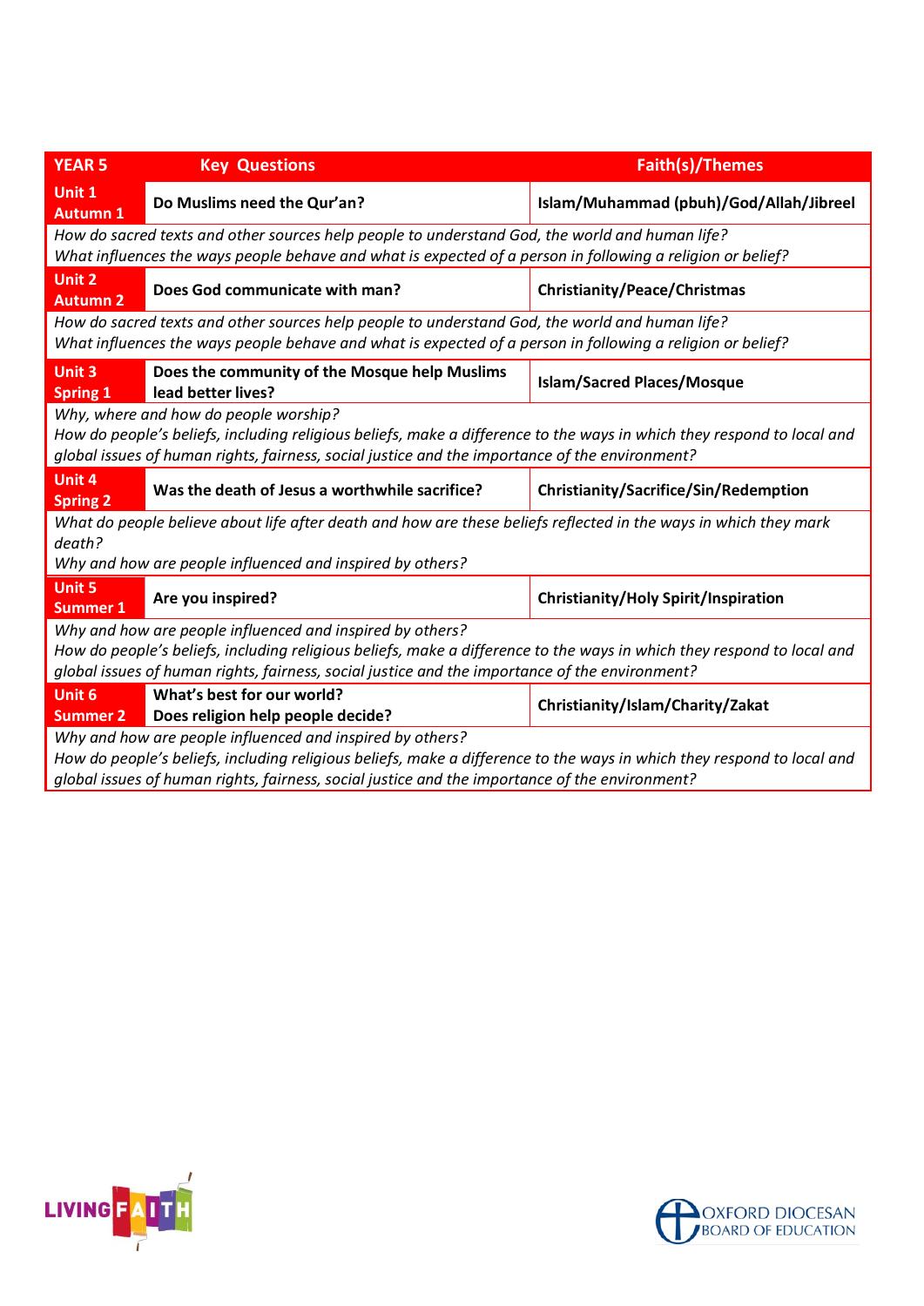| YEAR 5 | Key Questions | Faith(s)/Themes |
|---|---|---|
| **Unit 1 Autumn 1** | **Do Muslims need the Qur'an?** | **Islam/Muhammad (pbuh)/God/Allah/Jibreel** |
| *How do sacred texts and other sources help people to understand God, the world and human life? What influences the ways people behave and what is expected of a person in following a religion or belief?* | | |
| **Unit 2 Autumn 2** | **Does God communicate with man?** | **Christianity/Peace/Christmas** |
| *How do sacred texts and other sources help people to understand God, the world and human life? What influences the ways people behave and what is expected of a person in following a religion or belief?* | | |
| **Unit 3 Spring 1** | **Does the community of the Mosque help Muslims lead better lives?** | **Islam/Sacred Places/Mosque** |
| *Why, where and how do people worship? How do people's beliefs, including religious beliefs, make a difference to the ways in which they respond to local and global issues of human rights, fairness, social justice and the importance of the environment?* | | |
| **Unit 4 Spring 2** | **Was the death of Jesus a worthwhile sacrifice?** | **Christianity/Sacrifice/Sin/Redemption** |
| *What do people believe about life after death and how are these beliefs reflected in the ways in which they mark death? Why and how are people influenced and inspired by others?* | | |
| **Unit 5 Summer 1** | **Are you inspired?** | **Christianity/Holy Spirit/Inspiration** |
| *Why and how are people influenced and inspired by others? How do people's beliefs, including religious beliefs, make a difference to the ways in which they respond to local and global issues of human rights, fairness, social justice and the importance of the environment?* | | |
| **Unit 6 Summer 2** | **What's best for our world? Does religion help people decide?** | **Christianity/Islam/Charity/Zakat** |
| *Why and how are people influenced and inspired by others? How do people's beliefs, including religious beliefs, make a difference to the ways in which they respond to local and global issues of human rights, fairness, social justice and the importance of the environment?* | | |

LIVING FAITH

OXFORD DIOCESAN BOARD OF EDUCATION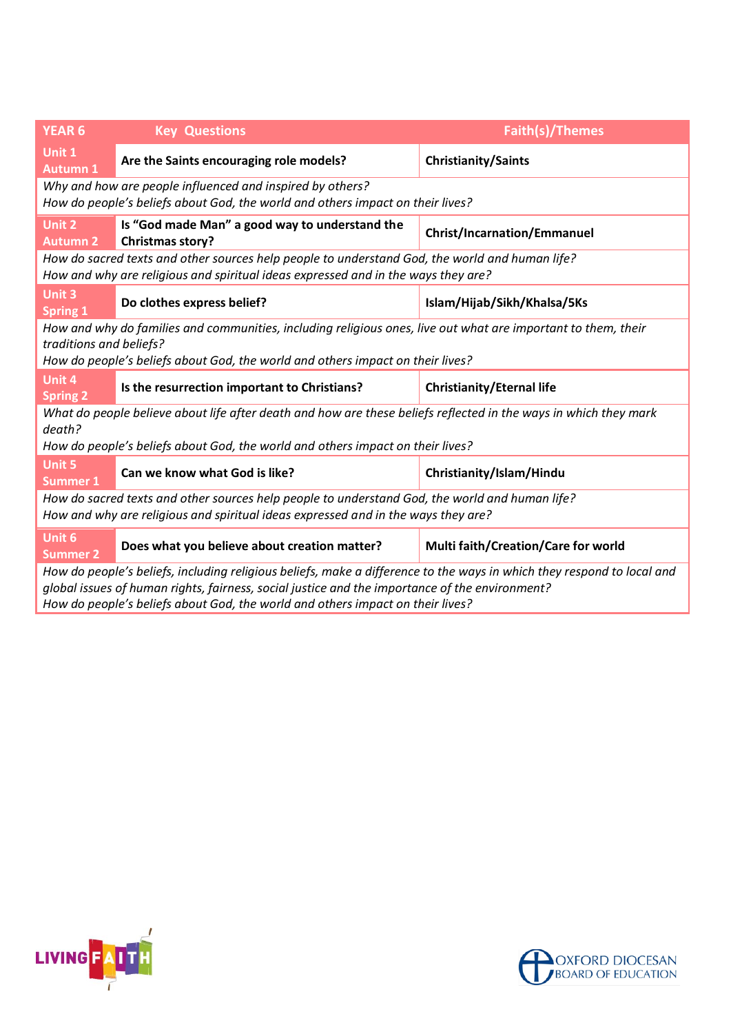| YEAR 6 | Key Questions | Faith(s)/Themes |
|---|---|---|
| Unit 1 Autumn 1 | **Are the Saints encouraging role models?** | **Christianity/Saints** |
| *Why and how are people influenced and inspired by others?* *How do people's beliefs about God, the world and others impact on their lives?* | | |
| Unit 2 Autumn 2 | **Is "God made Man" a good way to understand the Christmas story?** | **Christ/Incarnation/Emmanuel** |
| *How do sacred texts and other sources help people to understand God, the world and human life?* *How and why are religious and spiritual ideas expressed and in the ways they are?* | | |
| Unit 3 Spring 1 | **Do clothes express belief?** | **Islam/Hijab/Sikh/Khalsa/5Ks** |
| *How and why do families and communities, including religious ones, live out what are important to them, their traditions and beliefs?* *How do people's beliefs about God, the world and others impact on their lives?* | | |
| Unit 4 Spring 2 | **Is the resurrection important to Christians?** | **Christianity/Eternal life** |
| *What do people believe about life after death and how are these beliefs reflected in the ways in which they mark death?* *How do people's beliefs about God, the world and others impact on their lives?* | | |
| Unit 5 Summer 1 | **Can we know what God is like?** | **Christianity/Islam/Hindu** |
| *How do sacred texts and other sources help people to understand God, the world and human life?* *How and why are religious and spiritual ideas expressed and in the ways they are?* | | |
| Unit 6 Summer 2 | **Does what you believe about creation matter?** | **Multi faith/Creation/Care for world** |
| *How do people's beliefs, including religious beliefs, make a difference to the ways in which they respond to local and global issues of human rights, fairness, social justice and the importance of the environment?* *How do people's beliefs about God, the world and others impact on their lives?* | | |

LIVING FAITH

OXFORD DIOCESAN BOARD OF EDUCATION